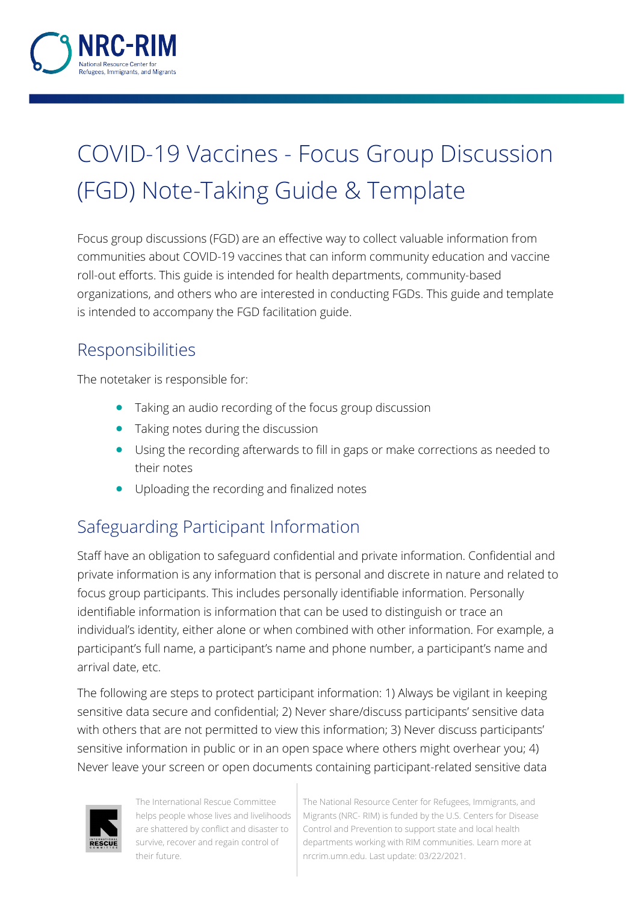# COVID-19 Vaccines - Focus Group Discussion (FGD) Note-Taking Guide & Template

Focus group discussions (FGD) are an effective way to collect valuable information from communities about COVID-19 vaccines that can inform community education and vaccine roll-out efforts. This guide is intended for health departments, community-based organizations, and others who are interested in conducting FGDs. This guide and template is intended to accompany the FGD facilitation guide.

## Responsibilities

The notetaker is responsible for:

- Taking an audio recording of the focus group discussion
- Taking notes during the discussion
- Using the recording afterwards to fill in gaps or make corrections as needed to their notes
- Uploading the recording and finalized notes

## Safeguarding Participant Information

Staff have an obligation to safeguard confidential and private information. Confidential and private information is any information that is personal and discrete in nature and related to focus group participants. This includes personally identifiable information. Personally identifiable information is information that can be used to distinguish or trace an individual's identity, either alone or when combined with other information. For example, a participant's full name, a participant's name and phone number, a participant's name and arrival date, etc.

The following are steps to protect participant information: 1) Always be vigilant in keeping sensitive data secure and confidential; 2) Never share/discuss participants' sensitive data with others that are not permitted to view this information; 3) Never discuss participants' sensitive information in public or in an open space where others might overhear you; 4) Never leave your screen or open documents containing participant-related sensitive data

The International Rescue Committee helps people whose lives and livelihoods are shattered by conflict and disaster to survive, recover and regain control of their future.

The National Resource Center for Refugees, Immigrants, and Migrants (NRC- RIM) is funded by the U.S. Centers for Disease Control and Prevention to support state and local health departments working with RIM communities. Learn more at nrcrim.umn.edu. Last update: 03/22/2021.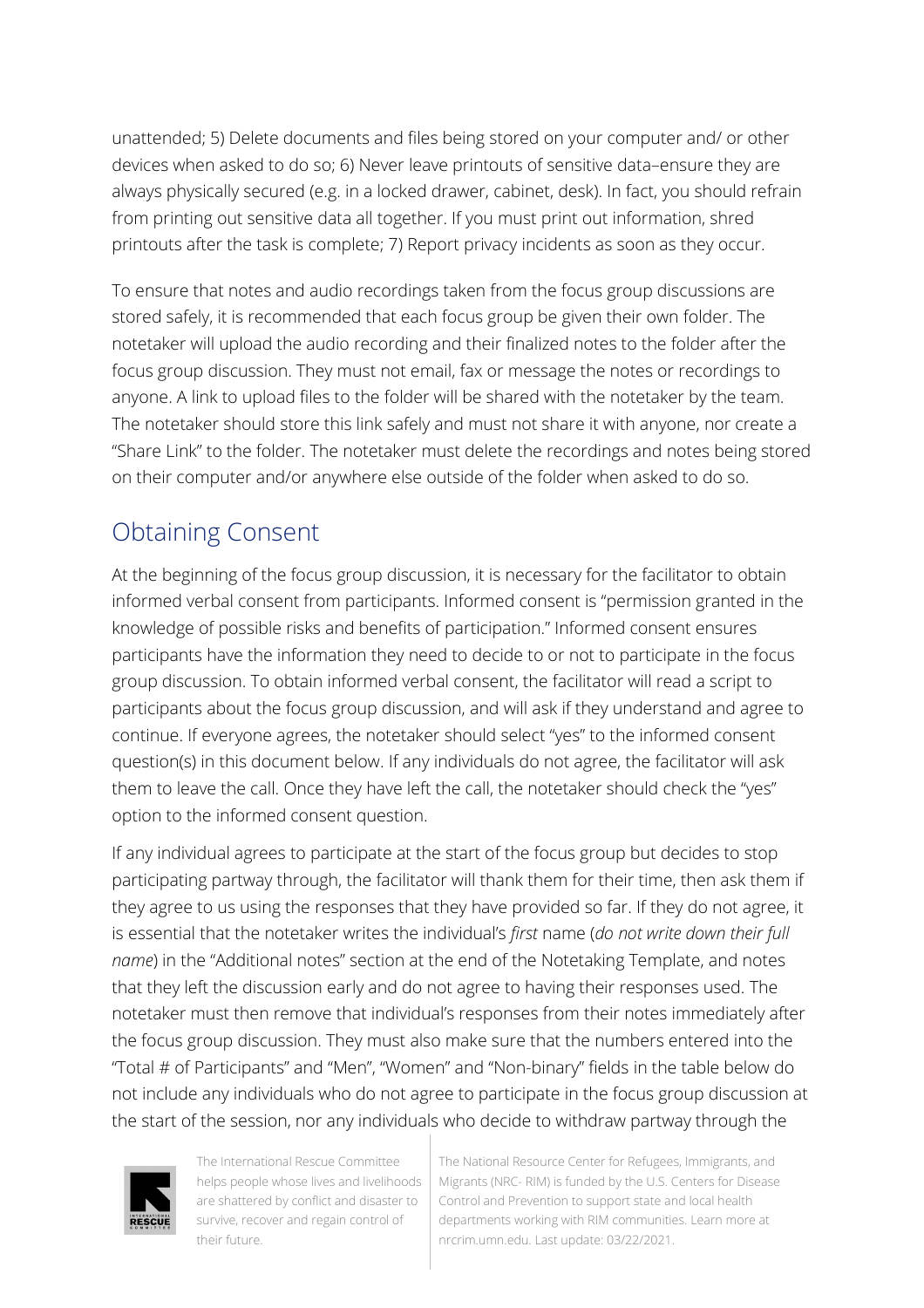unattended; 5) Delete documents and files being stored on your computer and/ or other devices when asked to do so; 6) Never leave printouts of sensitive data–ensure they are always physically secured (e.g. in a locked drawer, cabinet, desk). In fact, you should refrain from printing out sensitive data all together. If you must print out information, shred printouts after the task is complete; 7) Report privacy incidents as soon as they occur.

To ensure that notes and audio recordings taken from the focus group discussions are stored safely, it is recommended that each focus group be given their own folder. The notetaker will upload the audio recording and their finalized notes to the folder after the focus group discussion. They must not email, fax or message the notes or recordings to anyone. A link to upload files to the folder will be shared with the notetaker by the team. The notetaker should store this link safely and must not share it with anyone, nor create a "Share Link" to the folder. The notetaker must delete the recordings and notes being stored on their computer and/or anywhere else outside of the folder when asked to do so.

## Obtaining Consent

At the beginning of the focus group discussion, it is necessary for the facilitator to obtain informed verbal consent from participants. Informed consent is "permission granted in the knowledge of possible risks and benefits of participation." Informed consent ensures participants have the information they need to decide to or not to participate in the focus group discussion. To obtain informed verbal consent, the facilitator will read a script to participants about the focus group discussion, and will ask if they understand and agree to continue. If everyone agrees, the notetaker should select "yes" to the informed consent question(s) in this document below. If any individuals do not agree, the facilitator will ask them to leave the call. Once they have left the call, the notetaker should check the "yes" option to the informed consent question.

If any individual agrees to participate at the start of the focus group but decides to stop participating partway through, the facilitator will thank them for their time, then ask them if they agree to us using the responses that they have provided so far. If they do not agree, it is essential that the notetaker writes the individual's *first* name (*do not write down their full name*) in the "Additional notes" section at the end of the Notetaking Template, and notes that they left the discussion early and do not agree to having their responses used. The notetaker must then remove that individual's responses from their notes immediately after the focus group discussion. They must also make sure that the numbers entered into the "Total # of Participants" and "Men", "Women" and "Non-binary" fields in the table below do not include any individuals who do not agree to participate in the focus group discussion at the start of the session, nor any individuals who decide to withdraw partway through the

The International Rescue Committee helps people whose lives and livelihoods are shattered by conflict and disaster to survive, recover and regain control of their future.

The National Resource Center for Refugees, Immigrants, and Migrants (NRC- RIM) is funded by the U.S. Centers for Disease Control and Prevention to support state and local health departments working with RIM communities. Learn more at nrcrim.umn.edu. Last update: 03/22/2021.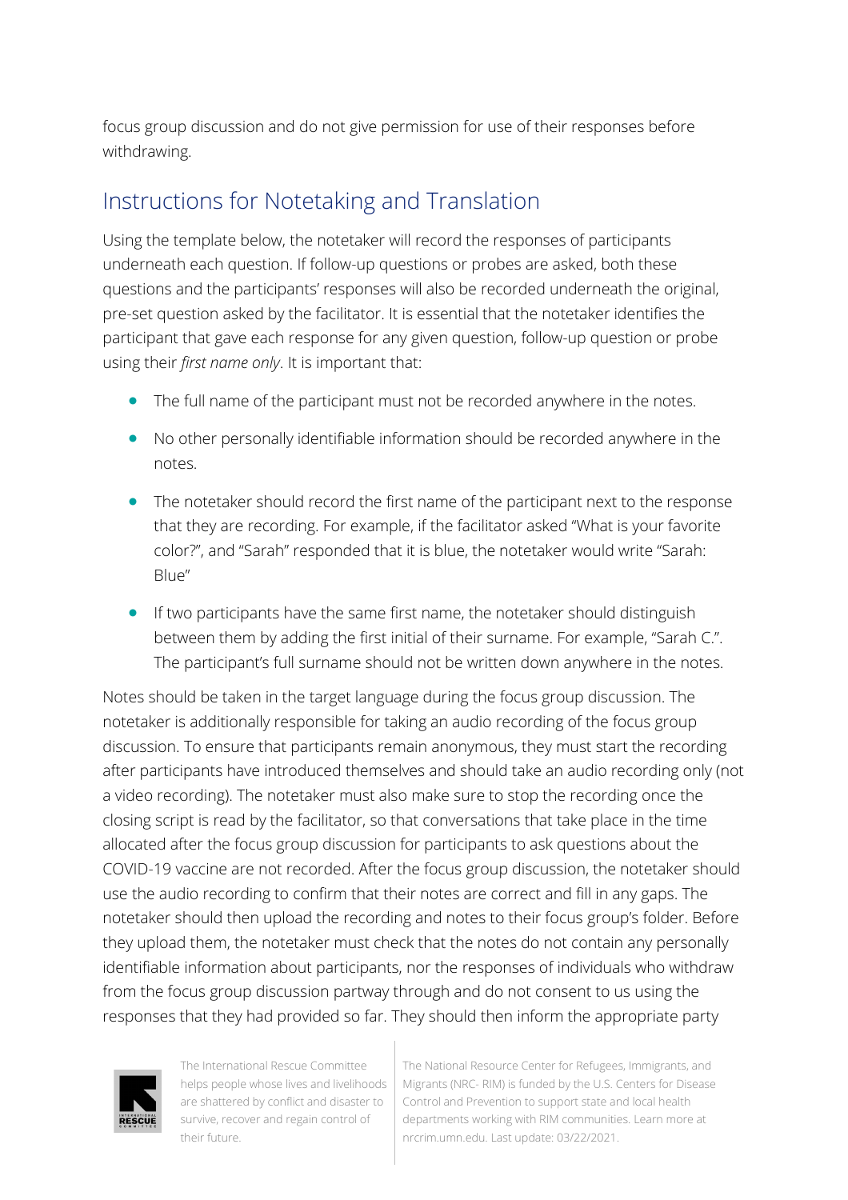focus group discussion and do not give permission for use of their responses before withdrawing.

## Instructions for Notetaking and Translation

Using the template below, the notetaker will record the responses of participants underneath each question. If follow-up questions or probes are asked, both these questions and the participants' responses will also be recorded underneath the original, pre-set question asked by the facilitator. It is essential that the notetaker identifies the participant that gave each response for any given question, follow-up question or probe using their *first name only*. It is important that:

- The full name of the participant must not be recorded anywhere in the notes.
- No other personally identifiable information should be recorded anywhere in the notes.
- The notetaker should record the first name of the participant next to the response that they are recording. For example, if the facilitator asked "What is your favorite color?", and "Sarah" responded that it is blue, the notetaker would write "Sarah: Blue"
- If two participants have the same first name, the notetaker should distinguish between them by adding the first initial of their surname. For example, "Sarah C.". The participant's full surname should not be written down anywhere in the notes.

Notes should be taken in the target language during the focus group discussion. The notetaker is additionally responsible for taking an audio recording of the focus group discussion. To ensure that participants remain anonymous, they must start the recording after participants have introduced themselves and should take an audio recording only (not a video recording). The notetaker must also make sure to stop the recording once the closing script is read by the facilitator, so that conversations that take place in the time allocated after the focus group discussion for participants to ask questions about the COVID-19 vaccine are not recorded. After the focus group discussion, the notetaker should use the audio recording to confirm that their notes are correct and fill in any gaps. The notetaker should then upload the recording and notes to their focus group's folder. Before they upload them, the notetaker must check that the notes do not contain any personally identifiable information about participants, nor the responses of individuals who withdraw from the focus group discussion partway through and do not consent to us using the responses that they had provided so far. They should then inform the appropriate party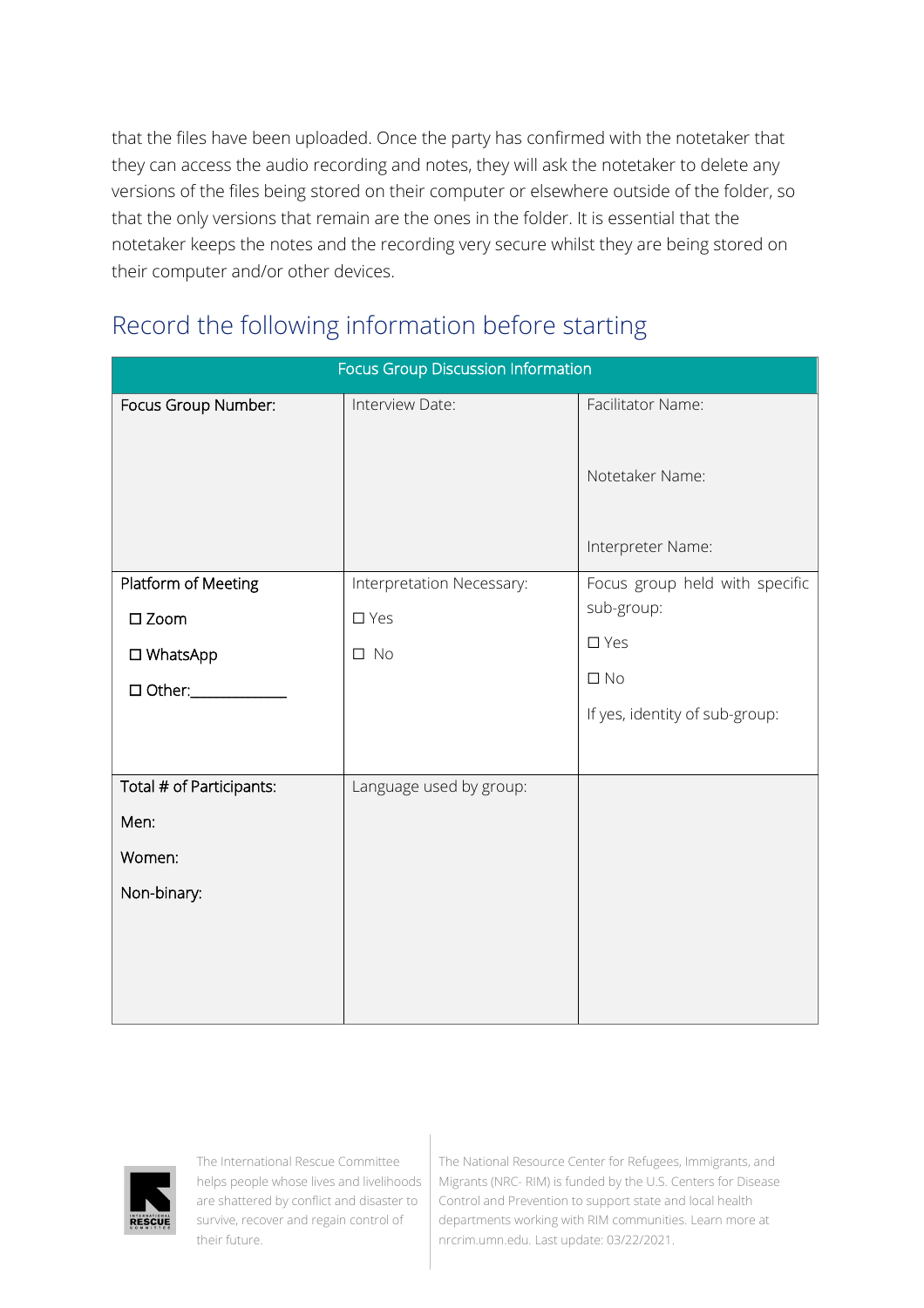that the files have been uploaded. Once the party has confirmed with the notetaker that they can access the audio recording and notes, they will ask the notetaker to delete any versions of the files being stored on their computer or elsewhere outside of the folder, so that the only versions that remain are the ones in the folder. It is essential that the notetaker keeps the notes and the recording very secure whilst they are being stored on their computer and/or other devices.

## Record the following information before starting

| Focus Group Discussion Information | | |
|---|---|---|
| Focus Group Number: | Interview Date: | Facilitator Name:<br><br>Notetaker Name:<br><br>Interpreter Name: |
| Platform of Meeting<br>☐ Zoom<br>☐ WhatsApp<br>☐ Other:____________ | Interpretation Necessary:<br>☐ Yes<br>☐ No | Focus group held with specific sub-group:<br>☐ Yes<br>☐ No<br>If yes, identity of sub-group: |
| Total # of Participants:<br>Men:<br>Women:<br>Non-binary: | Language used by group: | |

The International Rescue Committee helps people whose lives and livelihoods are shattered by conflict and disaster to survive, recover and regain control of their future.

The National Resource Center for Refugees, Immigrants, and Migrants (NRC- RIM) is funded by the U.S. Centers for Disease Control and Prevention to support state and local health departments working with RIM communities. Learn more at nrcrim.umn.edu. Last update: 03/22/2021.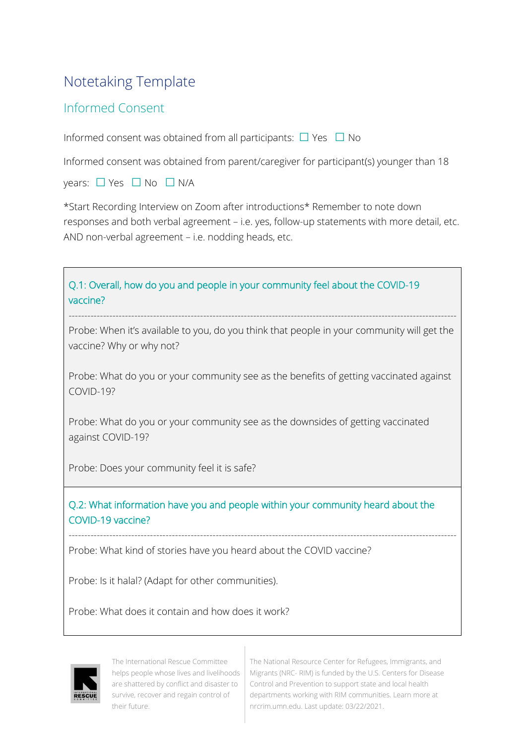# Notetaking Template

## Informed Consent

Informed consent was obtained from all participants: ☐ Yes ☐ No

Informed consent was obtained from parent/caregiver for participant(s) younger than 18 years: ☐ Yes ☐ No ☐ N/A

*Start Recording Interview on Zoom after introductions* Remember to note down responses and both verbal agreement – i.e. yes, follow-up statements with more detail, etc. AND non-verbal agreement – i.e. nodding heads, etc.

---

### Q.1: Overall, how do you and people in your community feel about the COVID-19 vaccine?

Probe: When it's available to you, do you think that people in your community will get the vaccine? Why or why not?

Probe: What do you or your community see as the benefits of getting vaccinated against COVID-19?

Probe: What do you or your community see as the downsides of getting vaccinated against COVID-19?

Probe: Does your community feel it is safe?

---

### Q.2: What information have you and people within your community heard about the COVID-19 vaccine?

Probe: What kind of stories have you heard about the COVID vaccine?

Probe: Is it halal? (Adapt for other communities).

Probe: What does it contain and how does it work?

---

The International Rescue Committee helps people whose lives and livelihoods are shattered by conflict and disaster to survive, recover and regain control of their future.

The National Resource Center for Refugees, Immigrants, and Migrants (NRC- RIM) is funded by the U.S. Centers for Disease Control and Prevention to support state and local health departments working with RIM communities. Learn more at nrcrim.umn.edu. Last update: 03/22/2021.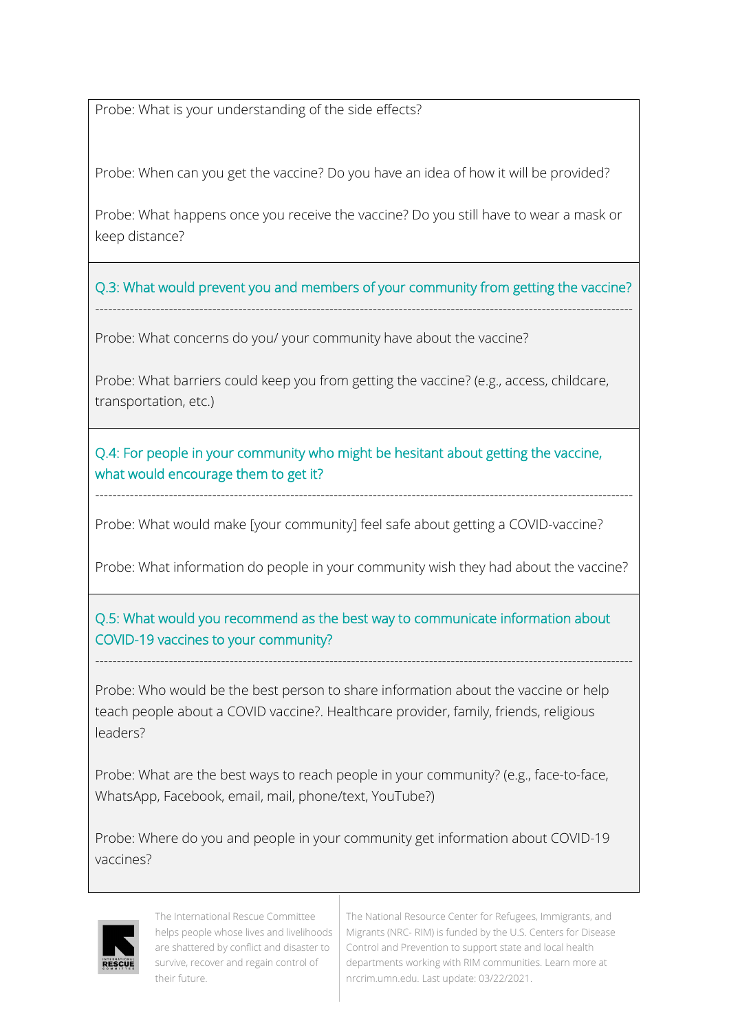Probe: What is your understanding of the side effects?

Probe: When can you get the vaccine? Do you have an idea of how it will be provided?

Probe: What happens once you receive the vaccine? Do you still have to wear a mask or keep distance?

### Q.3: What would prevent you and members of your community from getting the vaccine?

Probe: What concerns do you/ your community have about the vaccine?

Probe: What barriers could keep you from getting the vaccine? (e.g., access, childcare, transportation, etc.)

### Q.4: For people in your community who might be hesitant about getting the vaccine, what would encourage them to get it?

Probe: What would make [your community] feel safe about getting a COVID-vaccine?

Probe: What information do people in your community wish they had about the vaccine?

### Q.5: What would you recommend as the best way to communicate information about COVID-19 vaccines to your community?

Probe: Who would be the best person to share information about the vaccine or help teach people about a COVID vaccine?. Healthcare provider, family, friends, religious leaders?

Probe: What are the best ways to reach people in your community? (e.g., face-to-face, WhatsApp, Facebook, email, mail, phone/text, YouTube?)

Probe: Where do you and people in your community get information about COVID-19 vaccines?

The International Rescue Committee helps people whose lives and livelihoods are shattered by conflict and disaster to survive, recover and regain control of their future.

The National Resource Center for Refugees, Immigrants, and Migrants (NRC- RIM) is funded by the U.S. Centers for Disease Control and Prevention to support state and local health departments working with RIM communities. Learn more at nrcrim.umn.edu. Last update: 03/22/2021.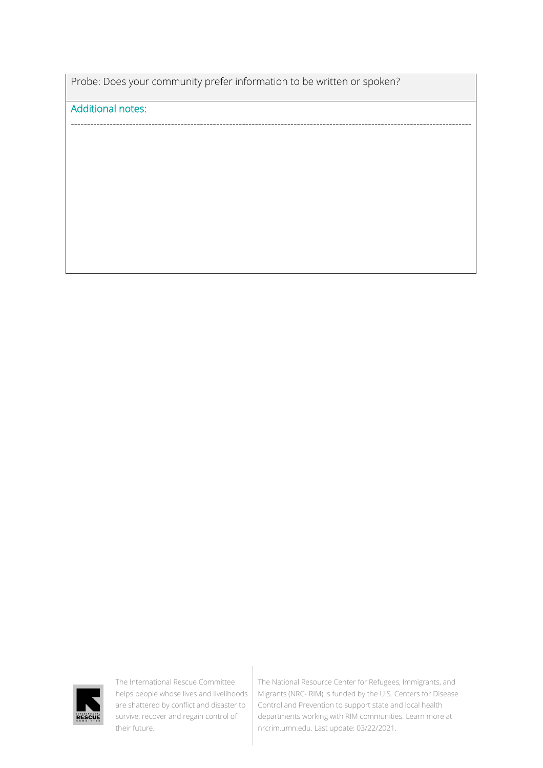Probe: Does your community prefer information to be written or spoken?

Additional notes:

---

The International Rescue Committee helps people whose lives and livelihoods are shattered by conflict and disaster to survive, recover and regain control of their future.

The National Resource Center for Refugees, Immigrants, and Migrants (NRC- RIM) is funded by the U.S. Centers for Disease Control and Prevention to support state and local health departments working with RIM communities. Learn more at nrcrim.umn.edu. Last update: 03/22/2021.